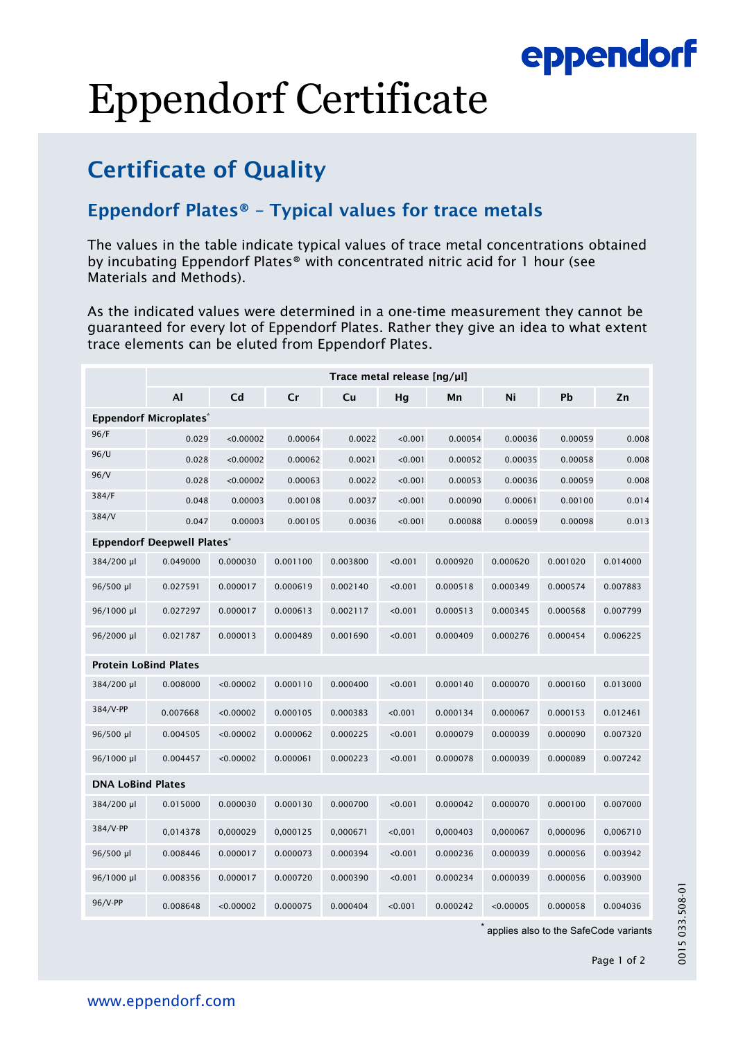# Eppendorf Certificate

## Certificate of Quality

### Eppendorf Plates® – Typical values for trace metals

The values in the table indicate typical values of trace metal concentrations obtained by incubating Eppendorf Plates® with concentrated nitric acid for 1 hour (see Materials and Methods).

As the indicated values were determined in a one-time measurement they cannot be guaranteed for every lot of Eppendorf Plates. Rather they give an idea to what extent trace elements can be eluted from Eppendorf Plates.

| | Trace metal release [ng/µl] | | | | | | | | |
|---|---|---|---|---|---|---|---|---|---|
| | **Al** | **Cd** | **Cr** | **Cu** | **Hg** | **Mn** | **Ni** | **Pb** | **Zn** |
| **Eppendorf Microplates*** | | | | | | | | | |
| 96/F | 0.029 | <0.00002 | 0.00064 | 0.0022 | <0.001 | 0.00054 | 0.00036 | 0.00059 | 0.008 |
| 96/U | 0.028 | <0.00002 | 0.00062 | 0.0021 | <0.001 | 0.00052 | 0.00035 | 0.00058 | 0.008 |
| 96/V | 0.028 | <0.00002 | 0.00063 | 0.0022 | <0.001 | 0.00053 | 0.00036 | 0.00059 | 0.008 |
| 384/F | 0.048 | 0.00003 | 0.00108 | 0.0037 | <0.001 | 0.00090 | 0.00061 | 0.00100 | 0.014 |
| 384/V | 0.047 | 0.00003 | 0.00105 | 0.0036 | <0.001 | 0.00088 | 0.00059 | 0.00098 | 0.013 |
| **Eppendorf Deepwell Plates*** | | | | | | | | | |
| 384/200 µl | 0.049000 | 0.000030 | 0.001100 | 0.003800 | <0.001 | 0.000920 | 0.000620 | 0.001020 | 0.014000 |
| 96/500 µl | 0.027591 | 0.000017 | 0.000619 | 0.002140 | <0.001 | 0.000518 | 0.000349 | 0.000574 | 0.007883 |
| 96/1000 µl | 0.027297 | 0.000017 | 0.000613 | 0.002117 | <0.001 | 0.000513 | 0.000345 | 0.000568 | 0.007799 |
| 96/2000 µl | 0.021787 | 0.000013 | 0.000489 | 0.001690 | <0.001 | 0.000409 | 0.000276 | 0.000454 | 0.006225 |
| **Protein LoBind Plates** | | | | | | | | | |
| 384/200 µl | 0.008000 | <0.00002 | 0.000110 | 0.000400 | <0.001 | 0.000140 | 0.000070 | 0.000160 | 0.013000 |
| 384/V-PP | 0.007668 | <0.00002 | 0.000105 | 0.000383 | <0.001 | 0.000134 | 0.000067 | 0.000153 | 0.012461 |
| 96/500 µl | 0.004505 | <0.00002 | 0.000062 | 0.000225 | <0.001 | 0.000079 | 0.000039 | 0.000090 | 0.007320 |
| 96/1000 µl | 0.004457 | <0.00002 | 0.000061 | 0.000223 | <0.001 | 0.000078 | 0.000039 | 0.000089 | 0.007242 |
| **DNA LoBind Plates** | | | | | | | | | |
| 384/200 µl | 0.015000 | 0.000030 | 0.000130 | 0.000700 | <0.001 | 0.000042 | 0.000070 | 0.000100 | 0.007000 |
| 384/V-PP | 0,014378 | 0,000029 | 0,000125 | 0,000671 | <0,001 | 0,000403 | 0,000067 | 0,000096 | 0,006710 |
| 96/500 µl | 0.008446 | 0.000017 | 0.000073 | 0.000394 | <0.001 | 0.000236 | 0.000039 | 0.000056 | 0.003942 |
| 96/1000 µl | 0.008356 | 0.000017 | 0.000720 | 0.000390 | <0.001 | 0.000234 | 0.000039 | 0.000056 | 0.003900 |
| 96/V-PP | 0.008648 | <0.00002 | 0.000075 | 0.000404 | <0.001 | 0.000242 | <0.00005 | 0.000058 | 0.004036 |

* applies also to the SafeCode variants

0015 033.508-01

www.eppendorf.com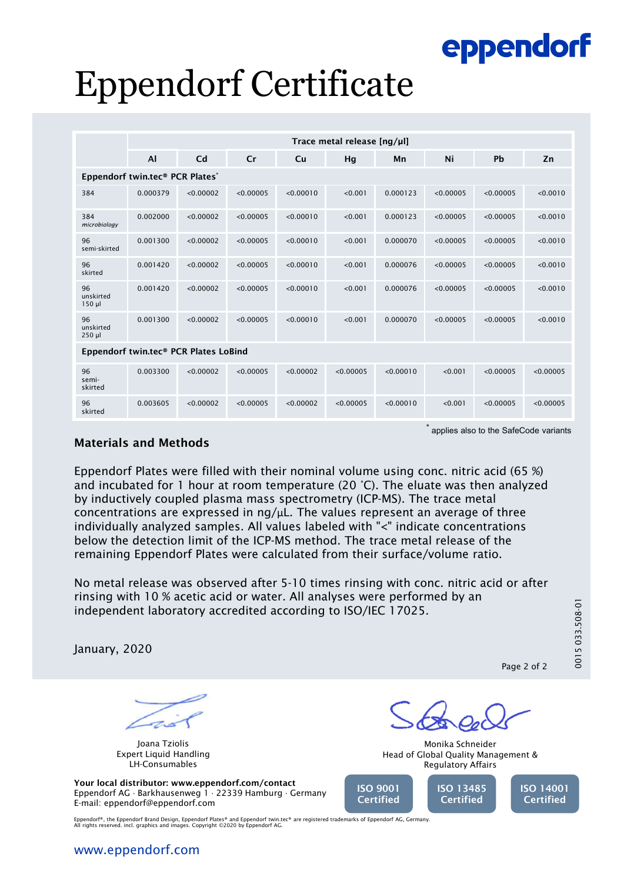# Eppendorf Certificate

| | Trace metal release [ng/µl] | | | | | | | | |
|---|---|---|---|---|---|---|---|---|---|
| | Al | Cd | Cr | Cu | Hg | Mn | Ni | Pb | Zn |
| **Eppendorf twin.tec® PCR Plates*** | | | | | | | | | |
| 384 | 0.000379 | <0.00002 | <0.00005 | <0.00010 | <0.001 | 0.000123 | <0.00005 | <0.00005 | <0.0010 |
| 384 *microbiology* | 0.002000 | <0.00002 | <0.00005 | <0.00010 | <0.001 | 0.000123 | <0.00005 | <0.00005 | <0.0010 |
| 96 semi-skirted | 0.001300 | <0.00002 | <0.00005 | <0.00010 | <0.001 | 0.000070 | <0.00005 | <0.00005 | <0.0010 |
| 96 skirted | 0.001420 | <0.00002 | <0.00005 | <0.00010 | <0.001 | 0.000076 | <0.00005 | <0.00005 | <0.0010 |
| 96 unskirted 150 µl | 0.001420 | <0.00002 | <0.00005 | <0.00010 | <0.001 | 0.000076 | <0.00005 | <0.00005 | <0.0010 |
| 96 unskirted 250 µl | 0.001300 | <0.00002 | <0.00005 | <0.00010 | <0.001 | 0.000070 | <0.00005 | <0.00005 | <0.0010 |
| **Eppendorf twin.tec® PCR Plates LoBind** | | | | | | | | | |
| 96 semi-skirted | 0.003300 | <0.00002 | <0.00005 | <0.00002 | <0.00005 | <0.00010 | <0.001 | <0.00005 | <0.00005 |
| 96 skirted | 0.003605 | <0.00002 | <0.00005 | <0.00002 | <0.00005 | <0.00010 | <0.001 | <0.00005 | <0.00005 |

* applies also to the SafeCode variants

## Materials and Methods

Eppendorf Plates were filled with their nominal volume using conc. nitric acid (65 %) and incubated for 1 hour at room temperature (20 °C). The eluate was then analyzed by inductively coupled plasma mass spectrometry (ICP-MS). The trace metal concentrations are expressed in ng/µL. The values represent an average of three individually analyzed samples. All values labeled with "<" indicate concentrations below the detection limit of the ICP-MS method. The trace metal release of the remaining Eppendorf Plates were calculated from their surface/volume ratio.

No metal release was observed after 5-10 times rinsing with conc. nitric acid or after rinsing with 10 % acetic acid or water. All analyses were performed by an independent laboratory accredited according to ISO/IEC 17025.

January, 2020

0015 033.508-01

Joana Tziolis
Expert Liquid Handling
LH-Consumables

Monika Schneider
Head of Global Quality Management & Regulatory Affairs

**Your local distributor: www.eppendorf.com/contact**
Eppendorf AG · Barkhausenweg 1 · 22339 Hamburg · Germany
E-mail: eppendorf@eppendorf.com

ISO 9001 Certified | ISO 13485 Certified | ISO 14001 Certified

Eppendorf®, the Eppendorf Brand Design, Eppendorf Plates® and Eppendorf twin.tec® are registered trademarks of Eppendorf AG, Germany.
All rights reserved. incl. graphics and images. Copyright ©2020 by Eppendorf AG.

www.eppendorf.com